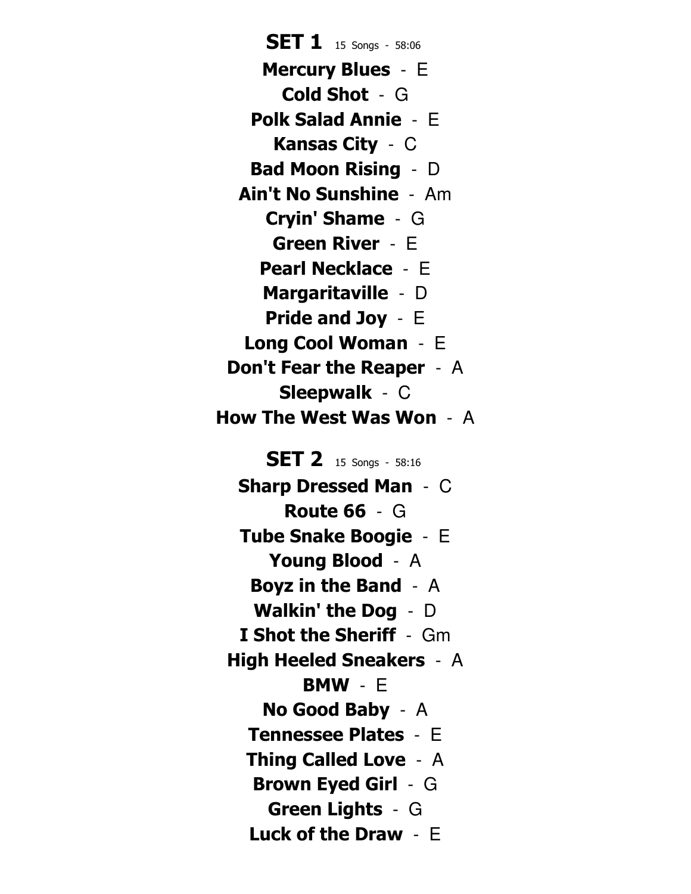## SET 1 15 Songs - 58:06

**Mercury Blues** - E
**Cold Shot** - G
**Polk Salad Annie** - E
**Kansas City** - C
**Bad Moon Rising** - D
**Ain't No Sunshine** - Am
**Cryin' Shame** - G
**Green River** - E
**Pearl Necklace** - E
**Margaritaville** - D
**Pride and Joy** - E
**Long Cool Woman** - E
**Don't Fear the Reaper** - A
**Sleepwalk** - C
**How The West Was Won** - A

## SET 2 15 Songs - 58:16

**Sharp Dressed Man** - C
**Route 66** - G
**Tube Snake Boogie** - E
**Young Blood** - A
**Boyz in the Band** - A
**Walkin' the Dog** - D
**I Shot the Sheriff** - Gm
**High Heeled Sneakers** - A
**BMW** - E
**No Good Baby** - A
**Tennessee Plates** - E
**Thing Called Love** - A
**Brown Eyed Girl** - G
**Green Lights** - G
**Luck of the Draw** - E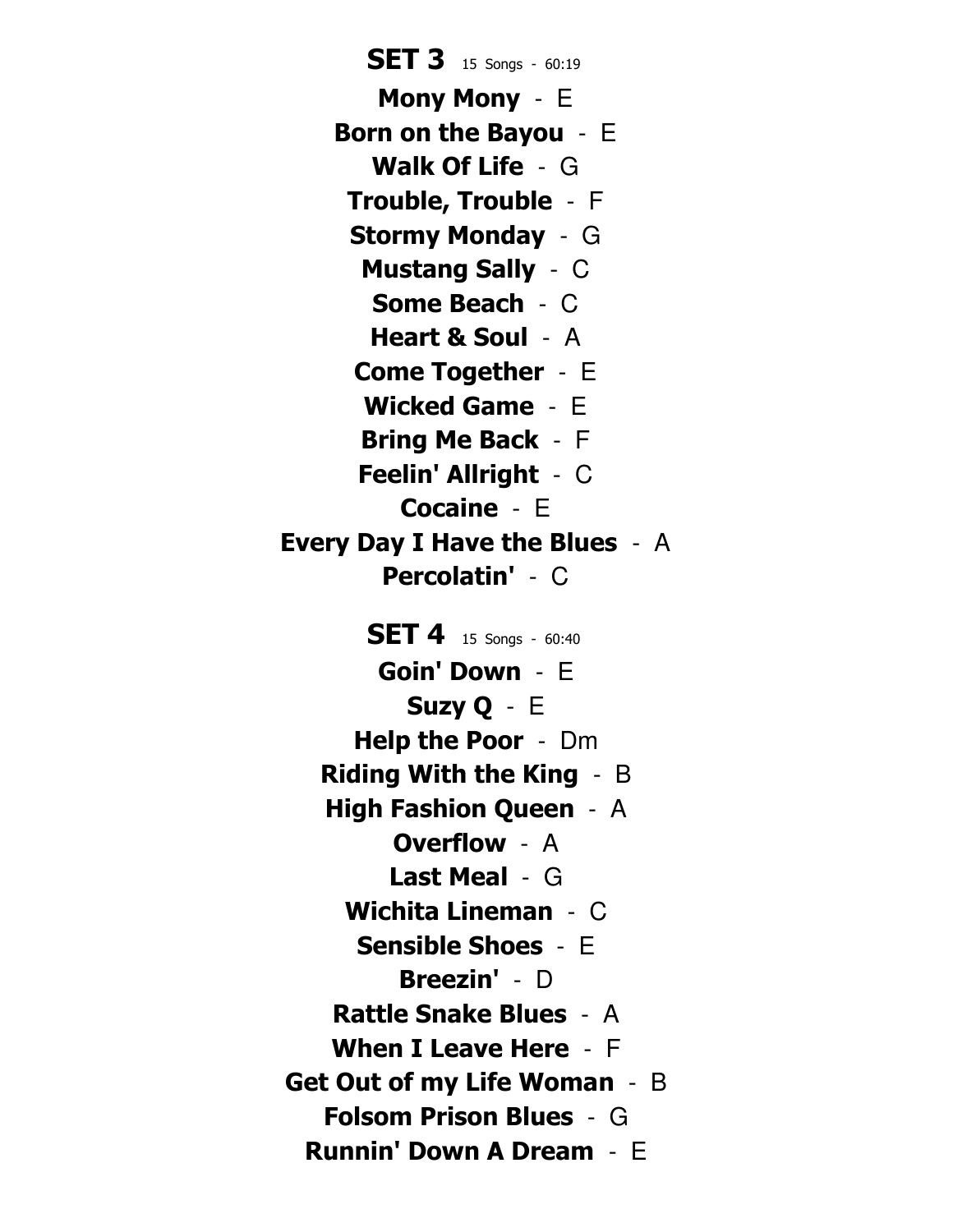## SET 3 15 Songs - 60:19

**Mony Mony** - E
**Born on the Bayou** - E
**Walk Of Life** - G
**Trouble, Trouble** - F
**Stormy Monday** - G
**Mustang Sally** - C
**Some Beach** - C
**Heart & Soul** - A
**Come Together** - E
**Wicked Game** - E
**Bring Me Back** - F
**Feelin' Allright** - C
**Cocaine** - E
**Every Day I Have the Blues** - A
**Percolatin'** - C

## SET 4 15 Songs - 60:40

**Goin' Down** - E
**Suzy Q** - E
**Help the Poor** - Dm
**Riding With the King** - B
**High Fashion Queen** - A
**Overflow** - A
**Last Meal** - G
**Wichita Lineman** - C
**Sensible Shoes** - E
**Breezin'** - D
**Rattle Snake Blues** - A
**When I Leave Here** - F
**Get Out of my Life Woman** - B
**Folsom Prison Blues** - G
**Runnin' Down A Dream** - E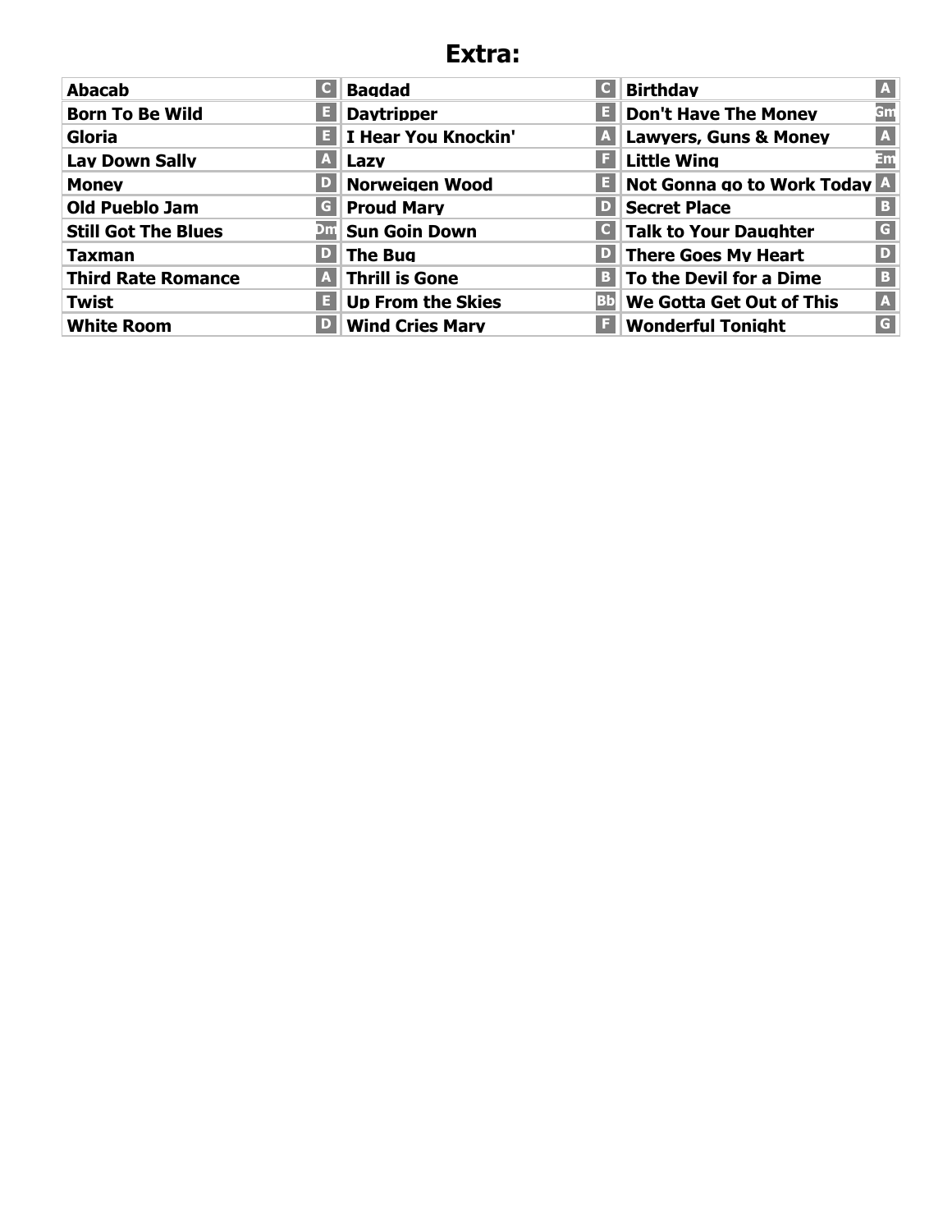# Extra:

| | | | | | |
|---|---|---|---|---|---|
| **Abacab** | C | **Bagdad** | C | **Birthday** | A |
| **Born To Be Wild** | E | **Daytripper** | E | **Don't Have The Money** | Gm |
| **Gloria** | E | **I Hear You Knockin'** | A | **Lawyers, Guns & Money** | A |
| **Lay Down Sally** | A | **Lazy** | F | **Little Wing** | Em |
| **Money** | D | **Norweigen Wood** | E | **Not Gonna go to Work Today** | A |
| **Old Pueblo Jam** | G | **Proud Mary** | D | **Secret Place** | B |
| **Still Got The Blues** | Dm | **Sun Goin Down** | C | **Talk to Your Daughter** | G |
| **Taxman** | D | **The Bug** | D | **There Goes My Heart** | D |
| **Third Rate Romance** | A | **Thrill is Gone** | B | **To the Devil for a Dime** | B |
| **Twist** | E | **Up From the Skies** | Bb | **We Gotta Get Out of This** | A |
| **White Room** | D | **Wind Cries Mary** | F | **Wonderful Tonight** | G |